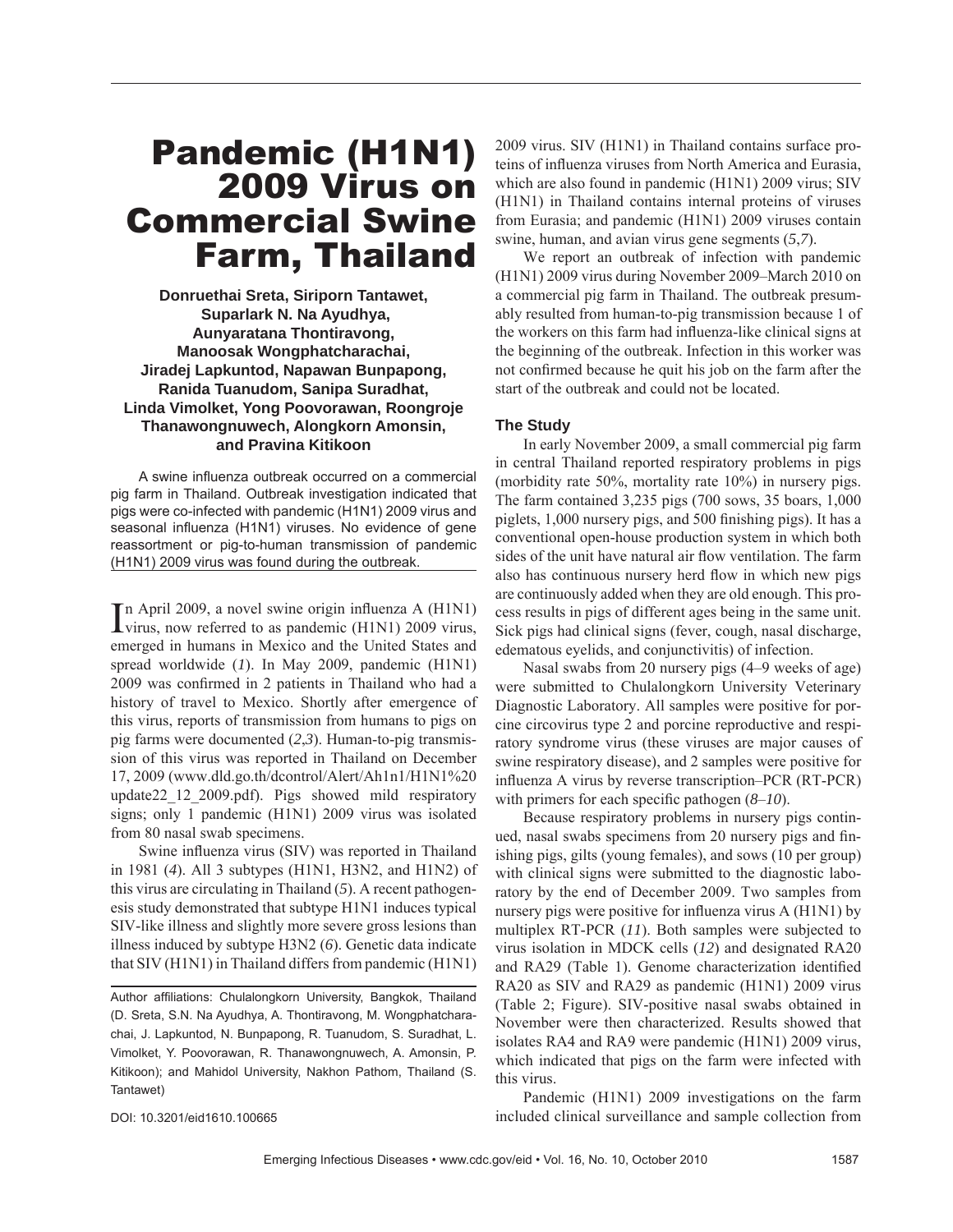# Pandemic (H1N1) 2009 Virus on Commercial Swine Farm, Thailand

**Donruethai Sreta, Siriporn Tantawet, Suparlark N. Na Ayudhya, Aunyaratana Thontiravong, Manoosak Wongphatcharachai, Jiradej Lapkuntod, Napawan Bunpapong, Ranida Tuanudom, Sanipa Suradhat, Linda Vimolket, Yong Poovorawan, Roongroje Thanawongnuwech, Alongkorn Amonsin, and Pravina Kitikoon**

A swine influenza outbreak occurred on a commercial pig farm in Thailand. Outbreak investigation indicated that pigs were co-infected with pandemic (H1N1) 2009 virus and seasonal influenza (H1N1) viruses. No evidence of gene reassortment or pig-to-human transmission of pandemic (H1N1) 2009 virus was found during the outbreak.

In April 2009, a novel swine origin influenza A (H1N1) virus, now referred to as pandemic (H1N1) 2009 virus, emerged in humans in Mexico and the United States and spread worldwide (*1*). In May 2009, pandemic (H1N1) 2009 was confirmed in 2 patients in Thailand who had a history of travel to Mexico. Shortly after emergence of this virus, reports of transmission from humans to pigs on pig farms were documented (*2*,*3*). Human-to-pig transmission of this virus was reported in Thailand on December 17, 2009 (www.dld.go.th/dcontrol/Alert/Ah1n1/H1N1%20update22_12_2009.pdf). Pigs showed mild respiratory signs; only 1 pandemic (H1N1) 2009 virus was isolated from 80 nasal swab specimens.

Swine influenza virus (SIV) was reported in Thailand in 1981 (*4*). All 3 subtypes (H1N1, H3N2, and H1N2) of this virus are circulating in Thailand (*5*). A recent pathogenesis study demonstrated that subtype H1N1 induces typical SIV-like illness and slightly more severe gross lesions than illness induced by subtype H3N2 (*6*). Genetic data indicate that SIV (H1N1) in Thailand differs from pandemic (H1N1) 2009 virus. SIV (H1N1) in Thailand contains surface proteins of influenza viruses from North America and Eurasia, which are also found in pandemic (H1N1) 2009 virus; SIV (H1N1) in Thailand contains internal proteins of viruses from Eurasia; and pandemic (H1N1) 2009 viruses contain swine, human, and avian virus gene segments (*5*,*7*).

We report an outbreak of infection with pandemic (H1N1) 2009 virus during November 2009–March 2010 on a commercial pig farm in Thailand. The outbreak presumably resulted from human-to-pig transmission because 1 of the workers on this farm had influenza-like clinical signs at the beginning of the outbreak. Infection in this worker was not confirmed because he quit his job on the farm after the start of the outbreak and could not be located.

Author affiliations: Chulalongkorn University, Bangkok, Thailand (D. Sreta, S.N. Na Ayudhya, A. Thontiravong, M. Wongphatcharachai, J. Lapkuntod, N. Bunpapong, R. Tuanudom, S. Suradhat, L. Vimolket, Y. Poovorawan, R. Thanawongnuwech, A. Amonsin, P. Kitikoon); and Mahidol University, Nakhon Pathom, Thailand (S. Tantawet)

DOI: 10.3201/eid1610.100665

## The Study

In early November 2009, a small commercial pig farm in central Thailand reported respiratory problems in pigs (morbidity rate 50%, mortality rate 10%) in nursery pigs. The farm contained 3,235 pigs (700 sows, 35 boars, 1,000 piglets, 1,000 nursery pigs, and 500 finishing pigs). It has a conventional open-house production system in which both sides of the unit have natural air flow ventilation. The farm also has continuous nursery herd flow in which new pigs are continuously added when they are old enough. This process results in pigs of different ages being in the same unit. Sick pigs had clinical signs (fever, cough, nasal discharge, edematous eyelids, and conjunctivitis) of infection.

Nasal swabs from 20 nursery pigs (4–9 weeks of age) were submitted to Chulalongkorn University Veterinary Diagnostic Laboratory. All samples were positive for porcine circovirus type 2 and porcine reproductive and respiratory syndrome virus (these viruses are major causes of swine respiratory disease), and 2 samples were positive for influenza A virus by reverse transcription–PCR (RT-PCR) with primers for each specific pathogen (*8*–*10*).

Because respiratory problems in nursery pigs continued, nasal swabs specimens from 20 nursery pigs and finishing pigs, gilts (young females), and sows (10 per group) with clinical signs were submitted to the diagnostic laboratory by the end of December 2009. Two samples from nursery pigs were positive for influenza virus A (H1N1) by multiplex RT-PCR (*11*). Both samples were subjected to virus isolation in MDCK cells (*12*) and designated RA20 and RA29 (Table 1). Genome characterization identified RA20 as SIV and RA29 as pandemic (H1N1) 2009 virus (Table 2; Figure). SIV-positive nasal swabs obtained in November were then characterized. Results showed that isolates RA4 and RA9 were pandemic (H1N1) 2009 virus, which indicated that pigs on the farm were infected with this virus.

Pandemic (H1N1) 2009 investigations on the farm included clinical surveillance and sample collection from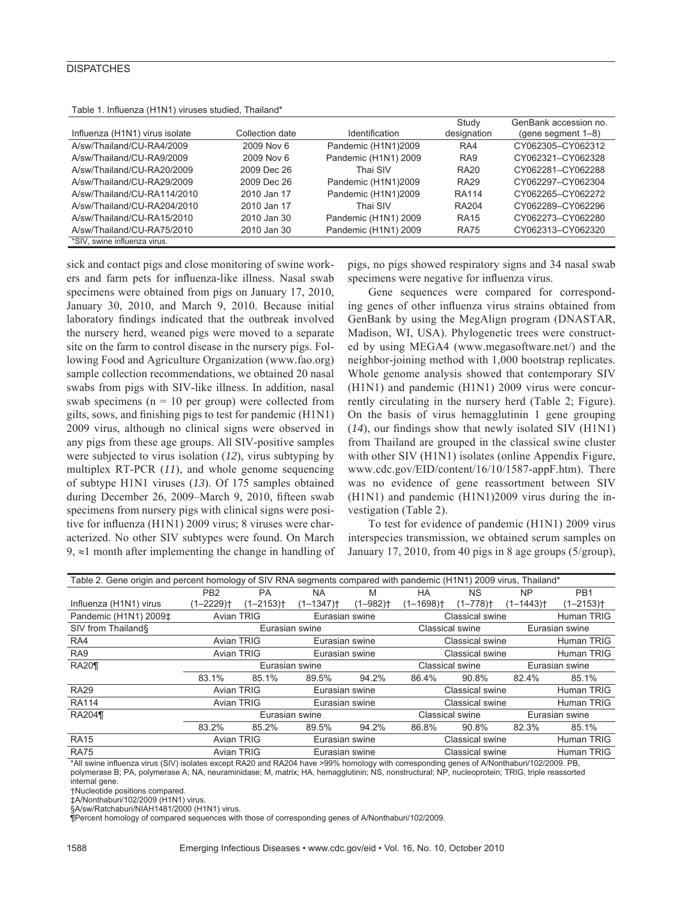Table 1. Influenza (H1N1) viruses studied, Thailand*

| Influenza (H1N1) virus isolate | Collection date | Identification | Study designation | GenBank accession no. (gene segment 1–8) |
|---|---|---|---|---|
| A/sw/Thailand/CU-RA4/2009 | 2009 Nov 6 | Pandemic (H1N1)2009 | RA4 | CY062305–CY062312 |
| A/sw/Thailand/CU-RA9/2009 | 2009 Nov 6 | Pandemic (H1N1) 2009 | RA9 | CY062321–CY062328 |
| A/sw/Thailand/CU-RA20/2009 | 2009 Dec 26 | Thai SIV | RA20 | CY062281–CY062288 |
| A/sw/Thailand/CU-RA29/2009 | 2009 Dec 26 | Pandemic (H1N1)2009 | RA29 | CY062297–CY062304 |
| A/sw/Thailand/CU-RA114/2010 | 2010 Jan 17 | Pandemic (H1N1)2009 | RA114 | CY062265–CY062272 |
| A/sw/Thailand/CU-RA204/2010 | 2010 Jan 17 | Thai SIV | RA204 | CY062289–CY062296 |
| A/sw/Thailand/CU-RA15/2010 | 2010 Jan 30 | Pandemic (H1N1) 2009 | RA15 | CY062273–CY062280 |
| A/sw/Thailand/CU-RA75/2010 | 2010 Jan 30 | Pandemic (H1N1) 2009 | RA75 | CY062313–CY062320 |

*SIV, swine influenza virus.

sick and contact pigs and close monitoring of swine workers and farm pets for influenza-like illness. Nasal swab specimens were obtained from pigs on January 17, 2010, January 30, 2010, and March 9, 2010. Because initial laboratory findings indicated that the outbreak involved the nursery herd, weaned pigs were moved to a separate site on the farm to control disease in the nursery pigs. Following Food and Agriculture Organization (www.fao.org) sample collection recommendations, we obtained 20 nasal swabs from pigs with SIV-like illness. In addition, nasal swab specimens (n = 10 per group) were collected from gilts, sows, and finishing pigs to test for pandemic (H1N1) 2009 virus, although no clinical signs were observed in any pigs from these age groups. All SIV-positive samples were subjected to virus isolation (*12*), virus subtyping by multiplex RT-PCR (*11*), and whole genome sequencing of subtype H1N1 viruses (*13*). Of 175 samples obtained during December 26, 2009–March 9, 2010, fifteen swab specimens from nursery pigs with clinical signs were positive for influenza (H1N1) 2009 virus; 8 viruses were characterized. No other SIV subtypes were found. On March 9, ≈1 month after implementing the change in handling of pigs, no pigs showed respiratory signs and 34 nasal swab specimens were negative for influenza virus.

Gene sequences were compared for corresponding genes of other influenza virus strains obtained from GenBank by using the MegAlign program (DNASTAR, Madison, WI, USA). Phylogenetic trees were constructed by using MEGA4 (www.megasoftware.net/) and the neighbor-joining method with 1,000 bootstrap replicates. Whole genome analysis showed that contemporary SIV (H1N1) and pandemic (H1N1) 2009 virus were concurrently circulating in the nursery herd (Table 2; Figure). On the basis of virus hemagglutinin 1 gene grouping (*14*), our findings show that newly isolated SIV (H1N1) from Thailand are grouped in the classical swine cluster with other SIV (H1N1) isolates (online Appendix Figure, www.cdc.gov/EID/content/16/10/1587-appF.htm). There was no evidence of gene reassortment between SIV (H1N1) and pandemic (H1N1)2009 virus during the investigation (Table 2).

To test for evidence of pandemic (H1N1) 2009 virus interspecies transmission, we obtained serum samples on January 17, 2010, from 40 pigs in 8 age groups (5/group),

Table 2. Gene origin and percent homology of SIV RNA segments compared with pandemic (H1N1) 2009 virus, Thailand*

| Influenza (H1N1) virus | PB2 (1–2229)† | PA (1–2153)† | NA (1–1347)† | M (1–982)† | HA (1–1698)† | NS (1–778)† | NP (1–1443)† | PB1 (1–2153)† |
|---|---|---|---|---|---|---|---|---|
| Pandemic (H1N1) 2009‡ | Avian TRIG | | Eurasian swine | | Classical swine | | | Human TRIG |
| SIV from Thailand§ | Eurasian swine | | | | Classical swine | | Eurasian swine | |
| RA4 | Avian TRIG | | Eurasian swine | | Classical swine | | | Human TRIG |
| RA9 | Avian TRIG | | Eurasian swine | | Classical swine | | | Human TRIG |
| RA20¶ | Eurasian swine | | | | Classical swine | | Eurasian swine | |
| | 83.1% | 85.1% | 89.5% | 94.2% | 86.4% | 90.8% | 82.4% | 85.1% |
| RA29 | Avian TRIG | | Eurasian swine | | Classical swine | | | Human TRIG |
| RA114 | Avian TRIG | | Eurasian swine | | Classical swine | | | Human TRIG |
| RA204¶ | Eurasian swine | | | | Classical swine | | Eurasian swine | |
| | 83.2% | 85.2% | 89.5% | 94.2% | 86.8% | 90.8% | 82.3% | 85.1% |
| RA15 | Avian TRIG | | Eurasian swine | | Classical swine | | | Human TRIG |
| RA75 | Avian TRIG | | Eurasian swine | | Classical swine | | | Human TRIG |

*All swine influenza virus (SIV) isolates except RA20 and RA204 have >99% homology with corresponding genes of A/Nonthaburi/102/2009. PB, polymerase B; PA, polymerase A; NA, neuraminidase; M, matrix; HA, hemagglutinin; NS, nonstructural; NP, nucleoprotein; TRIG, triple reassorted internal gene.
†Nucleotide positions compared.
‡A/Nonthaburi/102/2009 (H1N1) virus.
§A/sw/Ratchaburi/NIAH1481/2000 (H1N1) virus.
¶Percent homology of compared sequences with those of corresponding genes of A/Nonthaburi/102/2009.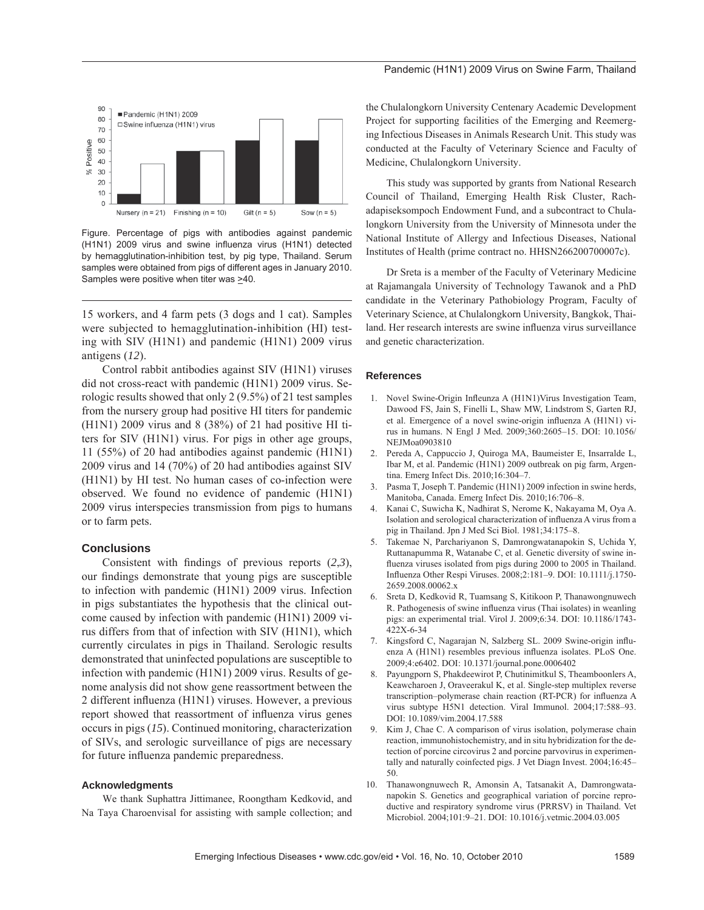90
80
70
60
50
40
30
20
10
0

% Positive

■ Pandemic (H1N1) 2009
□ Swine influenza (H1N1) virus

Nursery (n = 21) Finishing (n = 10) Gilt (n = 5) Sow (n = 5)

Figure. Percentage of pigs with antibodies against pandemic (H1N1) 2009 virus and swine influenza virus (H1N1) detected by hemagglutination-inhibition test, by pig type, Thailand. Serum samples were obtained from pigs of different ages in January 2010. Samples were positive when titer was ≥40.

15 workers, and 4 farm pets (3 dogs and 1 cat). Samples were subjected to hemagglutination-inhibition (HI) testing with SIV (H1N1) and pandemic (H1N1) 2009 virus antigens (*12*).

Control rabbit antibodies against SIV (H1N1) viruses did not cross-react with pandemic (H1N1) 2009 virus. Serologic results showed that only 2 (9.5%) of 21 test samples from the nursery group had positive HI titers for pandemic (H1N1) 2009 virus and 8 (38%) of 21 had positive HI titers for SIV (H1N1) virus. For pigs in other age groups, 11 (55%) of 20 had antibodies against pandemic (H1N1) 2009 virus and 14 (70%) of 20 had antibodies against SIV (H1N1) by HI test. No human cases of co-infection were observed. We found no evidence of pandemic (H1N1) 2009 virus interspecies transmission from pigs to humans or to farm pets.

## Conclusions

Consistent with findings of previous reports (*2*,*3*), our findings demonstrate that young pigs are susceptible to infection with pandemic (H1N1) 2009 virus. Infection in pigs substantiates the hypothesis that the clinical outcome caused by infection with pandemic (H1N1) 2009 virus differs from that of infection with SIV (H1N1), which currently circulates in pigs in Thailand. Serologic results demonstrated that uninfected populations are susceptible to infection with pandemic (H1N1) 2009 virus. Results of genome analysis did not show gene reassortment between the 2 different influenza (H1N1) viruses. However, a previous report showed that reassortment of influenza virus genes occurs in pigs (*15*). Continued monitoring, characterization of SIVs, and serologic surveillance of pigs are necessary for future influenza pandemic preparedness.

### Acknowledgments

We thank Suphattra Jittimanee, Roongtham Kedkovid, and Na Taya Charoenvisal for assisting with sample collection; and the Chulalongkorn University Centenary Academic Development Project for supporting facilities of the Emerging and Reemerging Infectious Diseases in Animals Research Unit. This study was conducted at the Faculty of Veterinary Science and Faculty of Medicine, Chulalongkorn University.

This study was supported by grants from National Research Council of Thailand, Emerging Health Risk Cluster, Rachadapiseksompoch Endowment Fund, and a subcontract to Chulalongkorn University from the University of Minnesota under the National Institute of Allergy and Infectious Diseases, National Institutes of Health (prime contract no. HHSN266200700007c).

Dr Sreta is a member of the Faculty of Veterinary Medicine at Rajamangala University of Technology Tawanok and a PhD candidate in the Veterinary Pathobiology Program, Faculty of Veterinary Science, at Chulalongkorn University, Bangkok, Thailand. Her research interests are swine influenza virus surveillance and genetic characterization.

## References

1. Novel Swine-Origin Infleunza A (H1N1)Virus Investigation Team, Dawood FS, Jain S, Finelli L, Shaw MW, Lindstrom S, Garten RJ, et al. Emergence of a novel swine-origin influenza A (H1N1) virus in humans. N Engl J Med. 2009;360:2605–15. DOI: 10.1056/NEJMoa0903810
2. Pereda A, Cappuccio J, Quiroga MA, Baumeister E, Insarralde L, Ibar M, et al. Pandemic (H1N1) 2009 outbreak on pig farm, Argentina. Emerg Infect Dis. 2010;16:304–7.
3. Pasma T, Joseph T. Pandemic (H1N1) 2009 infection in swine herds, Manitoba, Canada. Emerg Infect Dis. 2010;16:706–8.
4. Kanai C, Suwicha K, Nadhirat S, Nerome K, Nakayama M, Oya A. Isolation and serological characterization of influenza A virus from a pig in Thailand. Jpn J Med Sci Biol. 1981;34:175–8.
5. Takemae N, Parchariyanon S, Damrongwatanapokin S, Uchida Y, Ruttanapumma R, Watanabe C, et al. Genetic diversity of swine influenza viruses isolated from pigs during 2000 to 2005 in Thailand. Influenza Other Respi Viruses. 2008;2:181–9. DOI: 10.1111/j.1750-2659.2008.00062.x
6. Sreta D, Kedkovid R, Tuamsang S, Kitikoon P, Thanawongnuwech R. Pathogenesis of swine influenza virus (Thai isolates) in weanling pigs: an experimental trial. Virol J. 2009;6:34. DOI: 10.1186/1743-422X-6-34
7. Kingsford C, Nagarajan N, Salzberg SL. 2009 Swine-origin influenza A (H1N1) resembles previous influenza isolates. PLoS One. 2009;4:e6402. DOI: 10.1371/journal.pone.0006402
8. Payungporn S, Phakdeewirot P, Chutinimitkul S, Theamboonlers A, Keawcharoen J, Oraveerakul K, et al. Single-step multiplex reverse transcription–polymerase chain reaction (RT-PCR) for influenza A virus subtype H5N1 detection. Viral Immunol. 2004;17:588–93. DOI: 10.1089/vim.2004.17.588
9. Kim J, Chae C. A comparison of virus isolation, polymerase chain reaction, immunohistochemistry, and in situ hybridization for the detection of porcine circovirus 2 and porcine parvovirus in experimentally and naturally coinfected pigs. J Vet Diagn Invest. 2004;16:45–50.
10. Thanawongnuwech R, Amonsin A, Tatsanakit A, Damrongwatanapokin S. Genetics and geographical variation of porcine reproductive and respiratory syndrome virus (PRRSV) in Thailand. Vet Microbiol. 2004;101:9–21. DOI: 10.1016/j.vetmic.2004.03.005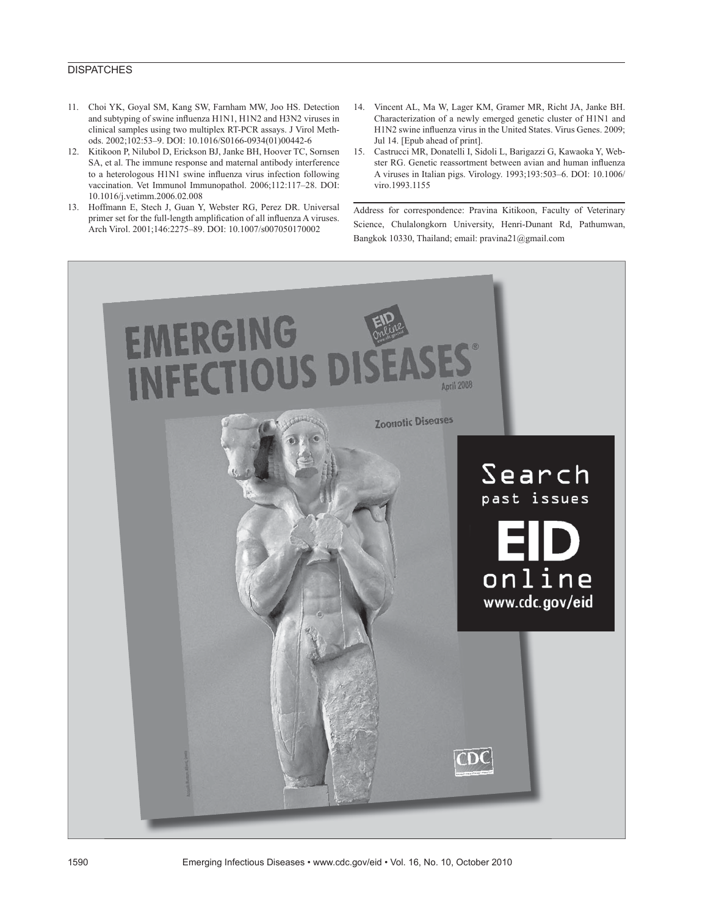11. Choi YK, Goyal SM, Kang SW, Farnham MW, Joo HS. Detection and subtyping of swine influenza H1N1, H1N2 and H3N2 viruses in clinical samples using two multiplex RT-PCR assays. J Virol Methods. 2002;102:53–9. DOI: 10.1016/S0166-0934(01)00442-6
12. Kitikoon P, Nilubol D, Erickson BJ, Janke BH, Hoover TC, Sornsen SA, et al. The immune response and maternal antibody interference to a heterologous H1N1 swine influenza virus infection following vaccination. Vet Immunol Immunopathol. 2006;112:117–28. DOI: 10.1016/j.vetimm.2006.02.008
13. Hoffmann E, Stech J, Guan Y, Webster RG, Perez DR. Universal primer set for the full-length amplification of all influenza A viruses. Arch Virol. 2001;146:2275–89. DOI: 10.1007/s007050170002
14. Vincent AL, Ma W, Lager KM, Gramer MR, Richt JA, Janke BH. Characterization of a newly emerged genetic cluster of H1N1 and H1N2 swine influenza virus in the United States. Virus Genes. 2009; Jul 14. [Epub ahead of print].
15. Castrucci MR, Donatelli I, Sidoli L, Barigazzi G, Kawaoka Y, Webster RG. Genetic reassortment between avian and human influenza A viruses in Italian pigs. Virology. 1993;193:503–6. DOI: 10.1006/viro.1993.1155

Address for correspondence: Pravina Kitikoon, Faculty of Veterinary Science, Chulalongkorn University, Henri-Dunant Rd, Pathumwan, Bangkok 10330, Thailand; email: pravina21@gmail.com

EMERGING INFECTIOUS DISEASES®

April 2008

Zoonotic Diseases

Search past issues

EID online

www.cdc.gov/eid